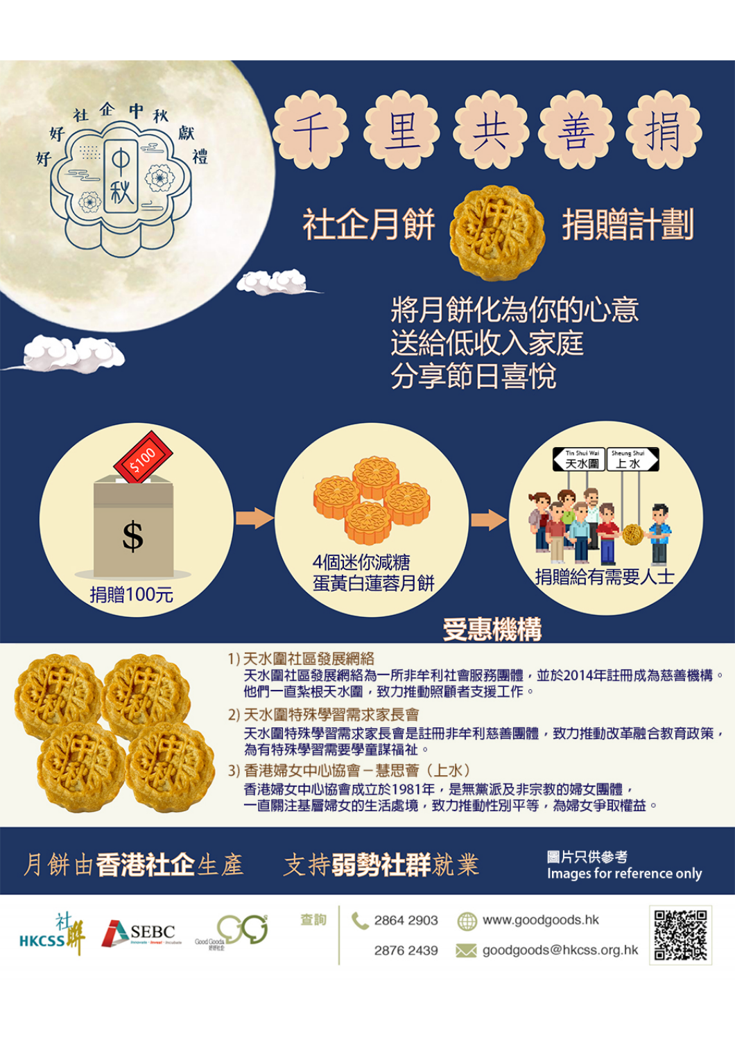社企中秋好好獻禮

# 千里共善捐

## 社企月餅捐贈計劃

將月餅化為你的心意
送給低收入家庭
分享節日喜悅

捐贈100元 → 4個迷你減糖蛋黃白蓮蓉月餅 → 捐贈給有需要人士

Tin Shui Wai 天水圍 | Sheung Shui 上水

## 受惠機構

1) 天水圍社區發展網絡
天水圍社區發展網絡為一所非牟利社會服務團體，並於2014年註冊成為慈善機構。他們一直紮根天水圍，致力推動照顧者支援工作。

2) 天水圍特殊學習需求家長會
天水圍特殊學習需求家長會是註冊非牟利慈善團體，致力推動改革融合教育政策，為有特殊學習需要學童謀福祉。

3) 香港婦女中心協會－慧思薈（上水）
香港婦女中心協會成立於1981年，是無黨派及非宗教的婦女團體，一直關注基層婦女的生活處境，致力推動性別平等，為婦女爭取權益。

月餅由**香港社企**生產　支持**弱勢社群**就業

圖片只供參考
Images for reference only

HKCSS 社聯　SEBC　Good Goods 好好社企

查詢
2864 2903
2876 2439
www.goodgoods.hk
goodgoods@hkcss.org.hk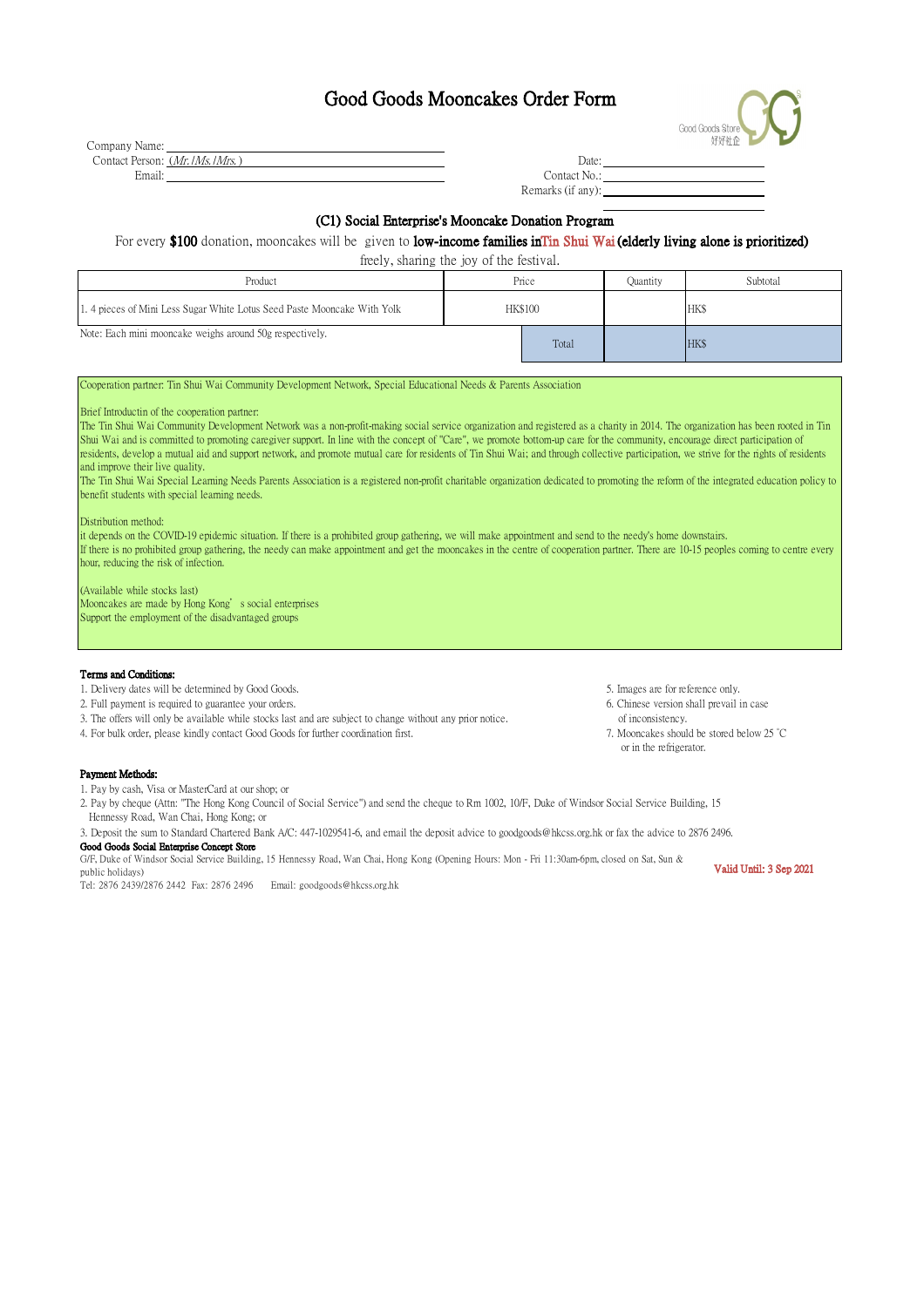# Good Goods Mooncakes Order Form

Good Goods Store 好好社企

Company Name: \_\_\_\_\_\_\_\_\_\_\_\_\_\_\_\_\_\_\_\_

Contact Person: (*Mr. /Ms. /Mrs.*) \_\_\_\_\_\_\_\_\_\_\_\_\_\_\_\_\_\_\_\_

Email: \_\_\_\_\_\_\_\_\_\_\_\_\_\_\_\_\_\_\_\_

Date: \_\_\_\_\_\_\_\_\_\_\_\_\_\_\_\_\_\_\_\_

Contact No.: \_\_\_\_\_\_\_\_\_\_\_\_\_\_\_\_\_\_\_\_

Remarks (if any): \_\_\_\_\_\_\_\_\_\_\_\_\_\_\_\_\_\_\_\_

## (C1) Social Enterprise's Mooncake Donation Program

For every **$100** donation, mooncakes will be given to **low-income families in Tin Shui Wai (elderly living alone is prioritized)** freely, sharing the joy of the festival.

| Product | Price | | Quantity | Subtotal |
|---|---|---|---|---|
| 1. 4 pieces of Mini Less Sugar White Lotus Seed Paste Mooncake With Yolk | HK$100 | | | HK$ |
| Note: Each mini mooncake weighs around 50g respectively. | | Total | | HK$ |

Cooperation partner: Tin Shui Wai Community Development Network, Special Educational Needs & Parents Association

Brief Introductin of the cooperation partner:

The Tin Shui Wai Community Development Network was a non-profit-making social service organization and registered as a charity in 2014. The organization has been rooted in Tin Shui Wai and is committed to promoting caregiver support. In line with the concept of "Care", we promote bottom-up care for the community, encourage direct participation of residents, develop a mutual aid and support network, and promote mutual care for residents of Tin Shui Wai; and through collective participation, we strive for the rights of residents and improve their live quality.

The Tin Shui Wai Special Learning Needs Parents Association is a registered non-profit charitable organization dedicated to promoting the reform of the integrated education policy to benefit students with special learning needs.

Distribution method:

it depends on the COVID-19 epidemic situation. If there is a prohibited group gathering, we will make appointment and send to the needy's home downstairs.

If there is no prohibited group gathering, the needy can make appointment and get the mooncakes in the centre of cooperation partner. There are 10-15 peoples coming to centre every hour, reducing the risk of infection.

(Available while stocks last)

Mooncakes are made by Hong Kong's social enterprises

Support the employment of the disadvantaged groups

**Terms and Conditions:**

1. Delivery dates will be determined by Good Goods.
2. Full payment is required to guarantee your orders.
3. The offers will only be available while stocks last and are subject to change without any prior notice.
4. For bulk order, please kindly contact Good Goods for further coordination first.
5. Images are for reference only.
6. Chinese version shall prevail in case of inconsistency.
7. Mooncakes should be stored below 25 °C or in the refrigerator.

**Payment Methods:**

1. Pay by cash, Visa or MasterCard at our shop; or
2. Pay by cheque (Attn: "The Hong Kong Council of Social Service") and send the cheque to Rm 1002, 10/F, Duke of Windsor Social Service Building, 15 Hennessy Road, Wan Chai, Hong Kong; or
3. Deposit the sum to Standard Chartered Bank A/C: 447-1029541-6, and email the deposit advice to goodgoods@hkcss.org.hk or fax the advice to 2876 2496.

**Good Goods Social Enterprise Concept Store**

G/F, Duke of Windsor Social Service Building, 15 Hennessy Road, Wan Chai, Hong Kong (Opening Hours: Mon - Fri 11:30am-6pm, closed on Sat, Sun & public holidays)

Tel: 2876 2439/2876 2442 Fax: 2876 2496 Email: goodgoods@hkcss.org.hk

**Valid Until: 3 Sep 2021**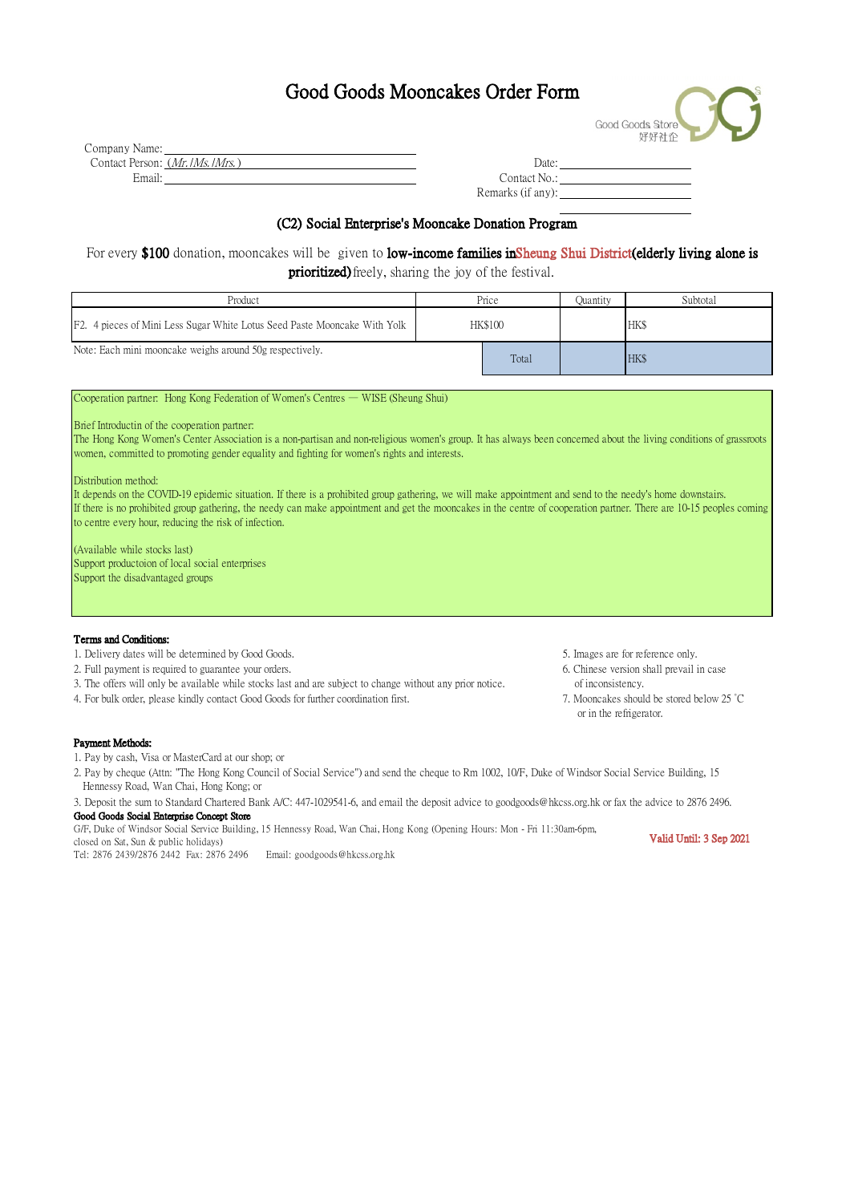# Good Goods Mooncakes Order Form

Good Goods Store
好好社企

Company Name: ______________________
Contact Person: (Mr./Ms./Mrs.) ______________________
Email: ______________________

Date: ______________________
Contact No.: ______________________
Remarks (if any): ______________________

## (C2) Social Enterprise's Mooncake Donation Program

For every **$100** donation, mooncakes will be given to **low-income families in** Sheung Shui District **(elderly living alone is prioritized)** freely, sharing the joy of the festival.

| Product | Price | Quantity | Subtotal |
|---|---|---|---|
| F2. 4 pieces of Mini Less Sugar White Lotus Seed Paste Mooncake With Yolk | HK$100 | | HK$ |
| Note: Each mini mooncake weighs around 50g respectively. | Total | | HK$ |

Cooperation partner: Hong Kong Federation of Women's Centres — WISE (Sheung Shui)

Brief Introductin of the cooperation partner:
The Hong Kong Women's Center Association is a non-partisan and non-religious women's group. It has always been concerned about the living conditions of grassroots women, committed to promoting gender equality and fighting for women's rights and interests.

Distribution method:
It depends on the COVID-19 epidemic situation. If there is a prohibited group gathering, we will make appointment and send to the needy's home downstairs.
If there is no prohibited group gathering, the needy can make appointment and get the mooncakes in the centre of cooperation partner. There are 10-15 peoples coming to centre every hour, reducing the risk of infection.

(Available while stocks last)
Support productoion of local social enterprises
Support the disadvantaged groups

**Terms and Conditions:**

1. Delivery dates will be determined by Good Goods.
2. Full payment is required to guarantee your orders.
3. The offers will only be available while stocks last and are subject to change without any prior notice.
4. For bulk order, please kindly contact Good Goods for further coordination first.
5. Images are for reference only.
6. Chinese version shall prevail in case of inconsistency.
7. Mooncakes should be stored below 25 °C or in the refrigerator.

**Payment Methods:**

1. Pay by cash, Visa or MasterCard at our shop; or
2. Pay by cheque (Attn: "The Hong Kong Council of Social Service") and send the cheque to Rm 1002, 10/F, Duke of Windsor Social Service Building, 15 Hennessy Road, Wan Chai, Hong Kong; or
3. Deposit the sum to Standard Chartered Bank A/C: 447-1029541-6, and email the deposit advice to goodgoods@hkcss.org.hk or fax the advice to 2876 2496.

**Good Goods Social Enterprise Concept Store**
G/F, Duke of Windsor Social Service Building, 15 Hennessy Road, Wan Chai, Hong Kong (Opening Hours: Mon - Fri 11:30am-6pm, closed on Sat, Sun & public holidays)
Tel: 2876 2439/2876 2442 Fax: 2876 2496 Email: goodgoods@hkcss.org.hk

**Valid Until: 3 Sep 2021**